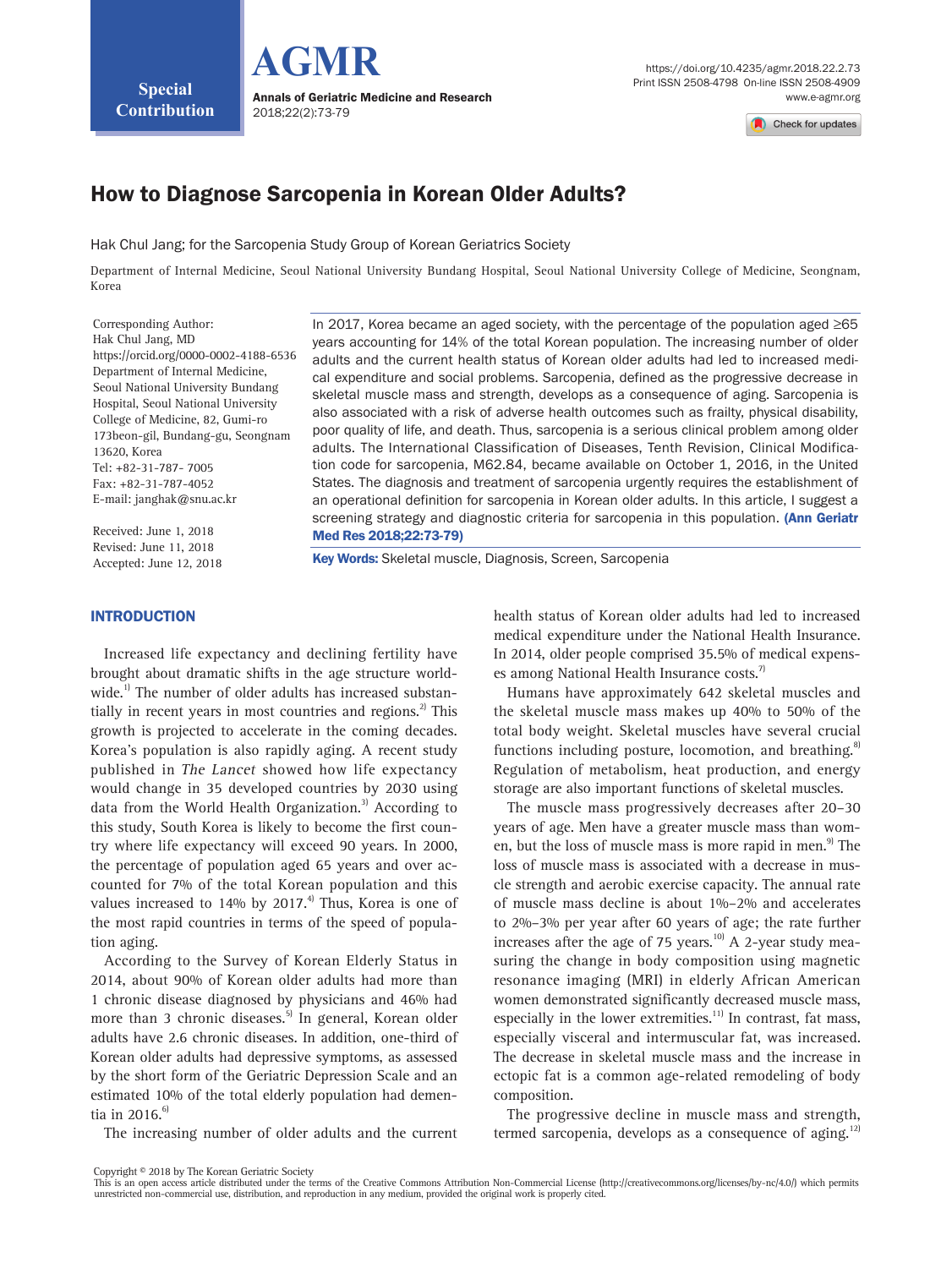Special Contribution

# How to Diagnose Sarcopenia in Korean Older Adults?

Hak Chul Jang; for the Sarcopenia Study Group of Korean Geriatrics Society

Department of Internal Medicine, Seoul National University Bundang Hospital, Seoul National University College of Medicine, Seongnam, Korea

Corresponding Author:
Hak Chul Jang, MD
https://orcid.org/0000-0002-4188-6536
Department of Internal Medicine, Seoul National University Bundang Hospital, Seoul National University College of Medicine, 82, Gumi-ro 173beon-gil, Bundang-gu, Seongnam 13620, Korea
Tel: +82-31-787- 7005
Fax: +82-31-787-4052
E-mail: janghak@snu.ac.kr

Received: June 1, 2018
Revised: June 11, 2018
Accepted: June 12, 2018

In 2017, Korea became an aged society, with the percentage of the population aged ≥65 years accounting for 14% of the total Korean population. The increasing number of older adults and the current health status of Korean older adults had led to increased medical expenditure and social problems. Sarcopenia, defined as the progressive decrease in skeletal muscle mass and strength, develops as a consequence of aging. Sarcopenia is also associated with a risk of adverse health outcomes such as frailty, physical disability, poor quality of life, and death. Thus, sarcopenia is a serious clinical problem among older adults. The International Classification of Diseases, Tenth Revision, Clinical Modification code for sarcopenia, M62.84, became available on October 1, 2016, in the United States. The diagnosis and treatment of sarcopenia urgently requires the establishment of an operational definition for sarcopenia in Korean older adults. In this article, I suggest a screening strategy and diagnostic criteria for sarcopenia in this population. **(Ann Geriatr Med Res 2018;22:73-79)**

**Key Words:** Skeletal muscle, Diagnosis, Screen, Sarcopenia

## INTRODUCTION

Increased life expectancy and declining fertility have brought about dramatic shifts in the age structure worldwide.[1] The number of older adults has increased substantially in recent years in most countries and regions.[2] This growth is projected to accelerate in the coming decades. Korea's population is also rapidly aging. A recent study published in *The Lancet* showed how life expectancy would change in 35 developed countries by 2030 using data from the World Health Organization.[3] According to this study, South Korea is likely to become the first country where life expectancy will exceed 90 years. In 2000, the percentage of population aged 65 years and over accounted for 7% of the total Korean population and this values increased to 14% by 2017.[4] Thus, Korea is one of the most rapid countries in terms of the speed of population aging.

According to the Survey of Korean Elderly Status in 2014, about 90% of Korean older adults had more than 1 chronic disease diagnosed by physicians and 46% had more than 3 chronic diseases.[5] In general, Korean older adults have 2.6 chronic diseases. In addition, one-third of Korean older adults had depressive symptoms, as assessed by the short form of the Geriatric Depression Scale and an estimated 10% of the total elderly population had dementia in 2016.[6]

The increasing number of older adults and the current health status of Korean older adults had led to increased medical expenditure under the National Health Insurance. In 2014, older people comprised 35.5% of medical expenses among National Health Insurance costs.[7]

Humans have approximately 642 skeletal muscles and the skeletal muscle mass makes up 40% to 50% of the total body weight. Skeletal muscles have several crucial functions including posture, locomotion, and breathing.[8] Regulation of metabolism, heat production, and energy storage are also important functions of skeletal muscles.

The muscle mass progressively decreases after 20–30 years of age. Men have a greater muscle mass than women, but the loss of muscle mass is more rapid in men.[9] The loss of muscle mass is associated with a decrease in muscle strength and aerobic exercise capacity. The annual rate of muscle mass decline is about 1%–2% and accelerates to 2%–3% per year after 60 years of age; the rate further increases after the age of 75 years.[10] A 2-year study measuring the change in body composition using magnetic resonance imaging (MRI) in elderly African American women demonstrated significantly decreased muscle mass, especially in the lower extremities.[11] In contrast, fat mass, especially visceral and intermuscular fat, was increased. The decrease in skeletal muscle mass and the increase in ectopic fat is a common age-related remodeling of body composition.

The progressive decline in muscle mass and strength, termed sarcopenia, develops as a consequence of aging.[12]

Copyright © 2018 by The Korean Geriatric Society
This is an open access article distributed under the terms of the Creative Commons Attribution Non-Commercial License (http://creativecommons.org/licenses/by-nc/4.0/) which permits unrestricted non-commercial use, distribution, and reproduction in any medium, provided the original work is properly cited.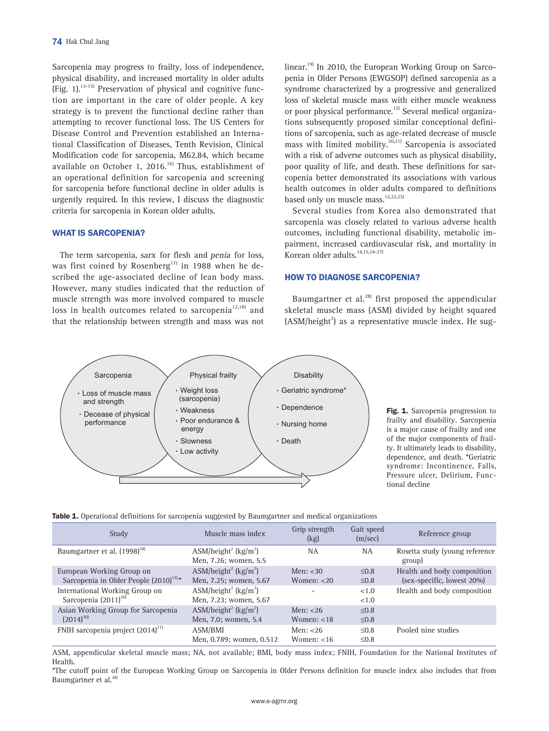Sarcopenia may progress to frailty, loss of independence, physical disability, and increased mortality in older adults (Fig. 1).[13-15] Preservation of physical and cognitive function are important in the care of older people. A key strategy is to prevent the functional decline rather than attempting to recover functional loss. The US Centers for Disease Control and Prevention established an International Classification of Diseases, Tenth Revision, Clinical Modification code for sarcopenia, M62.84, which became available on October 1, 2016.[16] Thus, establishment of an operational definition for sarcopenia and screening for sarcopenia before functional decline in older adults is urgently required. In this review, I discuss the diagnostic criteria for sarcopenia in Korean older adults.

## WHAT IS SARCOPENIA?

The term sarcopenia, *sarx* for flesh and *penia* for loss, was first coined by Rosenberg[17] in 1988 when he described the age-associated decline of lean body mass. However, many studies indicated that the reduction of muscle strength was more involved compared to muscle loss in health outcomes related to sarcopenia[12,18] and that the relationship between strength and mass was not linear.[19] In 2010, the European Working Group on Sarcopenia in Older Persons (EWGSOP) defined sarcopenia as a syndrome characterized by a progressive and generalized loss of skeletal muscle mass with either muscle weakness or poor physical performance.[12] Several medical organizations subsequently proposed similar conceptional definitions of sarcopenia, such as age-related decrease of muscle mass with limited mobility.[20,21] Sarcopenia is associated with a risk of adverse outcomes such as physical disability, poor quality of life, and death. These definitions for sarcopenia better demonstrated its associations with various health outcomes in older adults compared to definitions based only on muscle mass.[12,22,23]

Several studies from Korea also demonstrated that sarcopenia was closely related to various adverse health outcomes, including functional disability, metabolic impairment, increased cardiovascular risk, and mortality in Korean older adults.[14,15,24-27]

## HOW TO DIAGNOSE SARCOPENIA?

Baumgartner et al.[28] first proposed the appendicular skeletal muscle mass (ASM) divided by height squared (ASM/height$^2$) as a representative muscle index. He sug-

Sarcopenia
- Loss of muscle mass and strength
- Decease of physical performance

Physical frailty
- Weight loss (sarcopenia)
- Weakness
- Poor endurance & energy
- Slowness
- Low activity

Disability
- Geriatric syndrome*
- Dependence
- Nursing home
- Death

**Fig. 1.** Sarcopenia progression to frailty and disability. Sarcopenia is a major cause of frailty and one of the major components of frailty. It ultimately leads to disability, dependence, and death. *Geriatric syndrome: Incontinence, Falls, Pressure ulcer, Delirium, Functional decline

**Table 1.** Operational definitions for sarcopenia suggested by Baumgartner and medical organizations

| Study | Muscle mass index | Grip strength (kg) | Gait speed (m/sec) | Reference group |
|---|---|---|---|---|
| Baumgartner et al. (1998)[28] | ASM/height$^2$ (kg/m$^2$)<br>Men, 7.26; women, 5.5 | NA | NA | Rosetta study (young reference group) |
| European Working Group on Sarcopenia in Older People (2010)[12],* | ASM/height$^2$ (kg/m$^2$)<br>Men, 7.25; women, 5.67 | Men: <30<br>Women: <20 | ≤0.8<br>≤0.8 | Health and body composition (sex-specific, lowest 20%) |
| International Working Group on Sarcopenia (2011)[20] | ASM/height$^2$ (kg/m$^2$)<br>Men, 7.23; women, 5.67 | - | <1.0<br><1.0 | Health and body composition |
| Asian Working Group for Sarcopenia (2014)[30] | ASM/height$^2$ (kg/m$^2$)<br>Men, 7.0; women, 5.4 | Men: <26<br>Women: <18 | ≤0.8<br>≤0.8 | |
| FNIH sarcopenia project (2014)[21] | ASM/BMI<br>Men, 0.789; women, 0.512 | Men: <26<br>Women: <16 | ≤0.8<br>≤0.8 | Pooled nine studies |

ASM, appendicular skeletal muscle mass; NA, not available; BMI, body mass index; FNIH, Foundation for the National Institutes of Health.

*The cutoff point of the European Working Group on Sarcopenia in Older Persons definition for muscle index also includes that from Baumgartner et al.[28]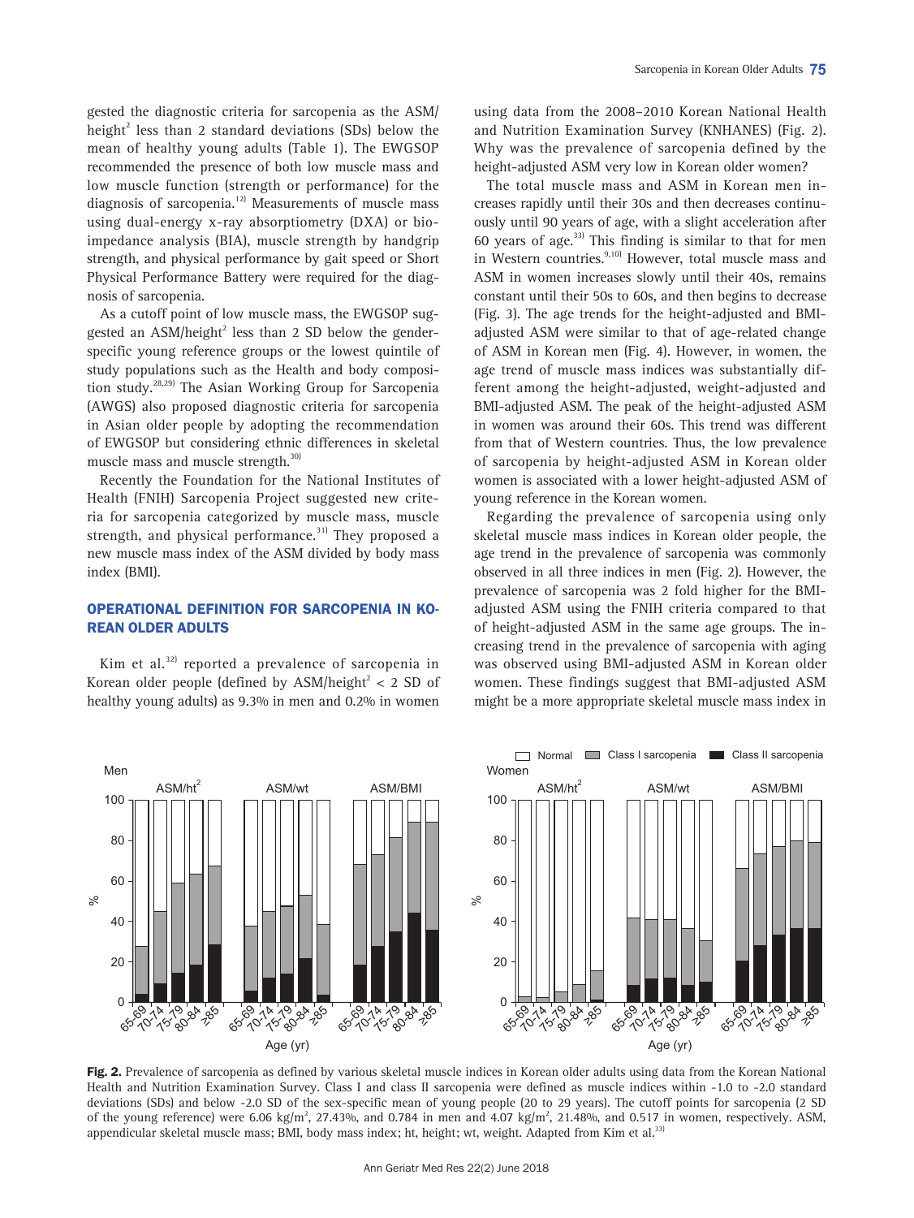gested the diagnostic criteria for sarcopenia as the ASM/height$^2$ less than 2 standard deviations (SDs) below the mean of healthy young adults (Table 1). The EWGSOP recommended the presence of both low muscle mass and low muscle function (strength or performance) for the diagnosis of sarcopenia.[12] Measurements of muscle mass using dual-energy x-ray absorptiometry (DXA) or bio-impedance analysis (BIA), muscle strength by handgrip strength, and physical performance by gait speed or Short Physical Performance Battery were required for the diagnosis of sarcopenia.

As a cutoff point of low muscle mass, the EWGSOP suggested an ASM/height$^2$ less than 2 SD below the gender-specific young reference groups or the lowest quintile of study populations such as the Health and body composition study.[28,29] The Asian Working Group for Sarcopenia (AWGS) also proposed diagnostic criteria for sarcopenia in Asian older people by adopting the recommendation of EWGSOP but considering ethnic differences in skeletal muscle mass and muscle strength.[30]

Recently the Foundation for the National Institutes of Health (FNIH) Sarcopenia Project suggested new criteria for sarcopenia categorized by muscle mass, muscle strength, and physical performance.[31] They proposed a new muscle mass index of the ASM divided by body mass index (BMI).

## OPERATIONAL DEFINITION FOR SARCOPENIA IN KOREAN OLDER ADULTS

Kim et al.[32] reported a prevalence of sarcopenia in Korean older people (defined by ASM/height$^2$ < 2 SD of healthy young adults) as 9.3% in men and 0.2% in women using data from the 2008–2010 Korean National Health and Nutrition Examination Survey (KNHANES) (Fig. 2). Why was the prevalence of sarcopenia defined by the height-adjusted ASM very low in Korean older women?

The total muscle mass and ASM in Korean men increases rapidly until their 30s and then decreases continuously until 90 years of age, with a slight acceleration after 60 years of age.[33] This finding is similar to that for men in Western countries.[9,10] However, total muscle mass and ASM in women increases slowly until their 40s, remains constant until their 50s to 60s, and then begins to decrease (Fig. 3). The age trends for the height-adjusted and BMI-adjusted ASM were similar to that of age-related change of ASM in Korean men (Fig. 4). However, in women, the age trend of muscle mass indices was substantially different among the height-adjusted, weight-adjusted and BMI-adjusted ASM. The peak of the height-adjusted ASM in women was around their 60s. This trend was different from that of Western countries. Thus, the low prevalence of sarcopenia by height-adjusted ASM in Korean older women is associated with a lower height-adjusted ASM of young reference in the Korean women.

Regarding the prevalence of sarcopenia using only skeletal muscle mass indices in Korean older people, the age trend in the prevalence of sarcopenia was commonly observed in all three indices in men (Fig. 2). However, the prevalence of sarcopenia was 2 fold higher for the BMI-adjusted ASM using the FNIH criteria compared to that of height-adjusted ASM in the same age groups. The increasing trend in the prevalence of sarcopenia with aging was observed using BMI-adjusted ASM in Korean older women. These findings suggest that BMI-adjusted ASM might be a more appropriate skeletal muscle mass index in

**Fig. 2.** Prevalence of sarcopenia as defined by various skeletal muscle indices in Korean older adults using data from the Korean National Health and Nutrition Examination Survey. Class I and class II sarcopenia were defined as muscle indices within -1.0 to -2.0 standard deviations (SDs) and below -2.0 SD of the sex-specific mean of young people (20 to 29 years). The cutoff points for sarcopenia (2 SD of the young reference) were 6.06 kg/m$^2$, 27.43%, and 0.784 in men and 4.07 kg/m$^2$, 21.48%, and 0.517 in women, respectively. ASM, appendicular skeletal muscle mass; BMI, body mass index; ht, height; wt, weight. Adapted from Kim et al.[33]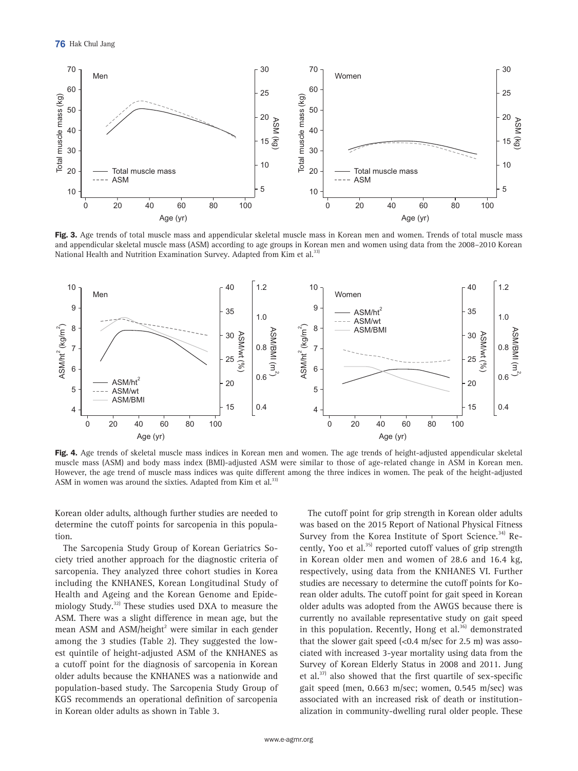Fig. 3. Age trends of total muscle mass and appendicular skeletal muscle mass in Korean men and women. Trends of total muscle mass and appendicular skeletal muscle mass (ASM) according to age groups in Korean men and women using data from the 2008–2010 Korean National Health and Nutrition Examination Survey. Adapted from Kim et al.[33]

Fig. 4. Age trends of skeletal muscle mass indices in Korean men and women. The age trends of height-adjusted appendicular skeletal muscle mass (ASM) and body mass index (BMI)-adjusted ASM were similar to those of age-related change in ASM in Korean men. However, the age trend of muscle mass indices was quite different among the three indices in women. The peak of the height-adjusted ASM in women was around the sixties. Adapted from Kim et al.[33]

Korean older adults, although further studies are needed to determine the cutoff points for sarcopenia in this population.

The Sarcopenia Study Group of Korean Geriatrics Society tried another approach for the diagnostic criteria of sarcopenia. They analyzed three cohort studies in Korea including the KNHANES, Korean Longitudinal Study of Health and Ageing and the Korean Genome and Epidemiology Study.[32] These studies used DXA to measure the ASM. There was a slight difference in mean age, but the mean ASM and ASM/height$^2$ were similar in each gender among the 3 studies (Table 2). They suggested the lowest quintile of height-adjusted ASM of the KNHANES as a cutoff point for the diagnosis of sarcopenia in Korean older adults because the KNHANES was a nationwide and population-based study. The Sarcopenia Study Group of KGS recommends an operational definition of sarcopenia in Korean older adults as shown in Table 3.

The cutoff point for grip strength in Korean older adults was based on the 2015 Report of National Physical Fitness Survey from the Korea Institute of Sport Science.[34] Recently, Yoo et al.[35] reported cutoff values of grip strength in Korean older men and women of 28.6 and 16.4 kg, respectively, using data from the KNHANES VI. Further studies are necessary to determine the cutoff points for Korean older adults. The cutoff point for gait speed in Korean older adults was adopted from the AWGS because there is currently no available representative study on gait speed in this population. Recently, Hong et al.[36] demonstrated that the slower gait speed (<0.4 m/sec for 2.5 m) was associated with increased 3-year mortality using data from the Survey of Korean Elderly Status in 2008 and 2011. Jung et al.[37] also showed that the first quartile of sex-specific gait speed (men, 0.663 m/sec; women, 0.545 m/sec) was associated with an increased risk of death or institutionalization in community-dwelling rural older people. These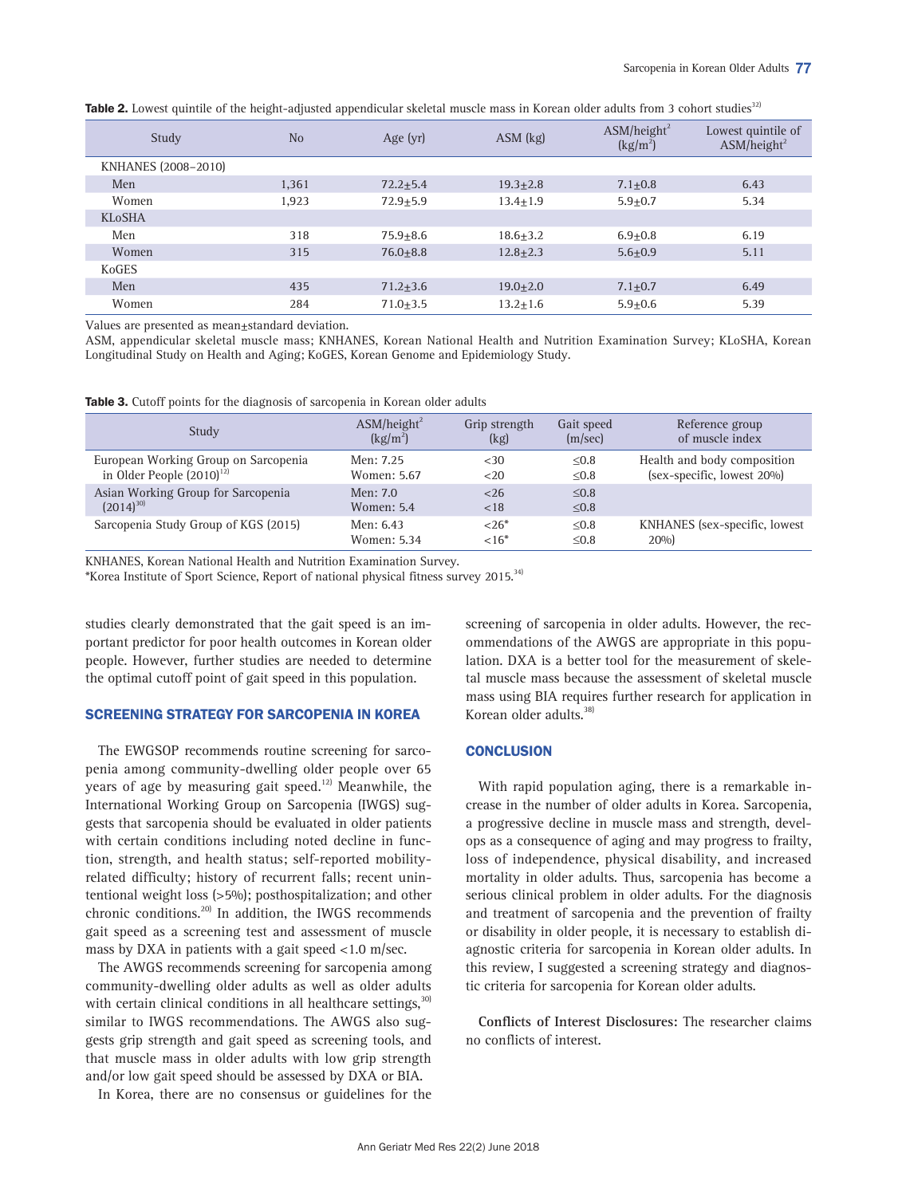**Table 2.** Lowest quintile of the height-adjusted appendicular skeletal muscle mass in Korean older adults from 3 cohort studies[12)]

| Study | No | Age (yr) | ASM (kg) | ASM/height$^2$ (kg/m$^2$) | Lowest quintile of ASM/height$^2$ |
|---|---|---|---|---|---|
| KNHANES (2008–2010) | | | | | |
| Men | 1,361 | 72.2±5.4 | 19.3±2.8 | 7.1±0.8 | 6.43 |
| Women | 1,923 | 72.9±5.9 | 13.4±1.9 | 5.9±0.7 | 5.34 |
| KLoSHA | | | | | |
| Men | 318 | 75.9±8.6 | 18.6±3.2 | 6.9±0.8 | 6.19 |
| Women | 315 | 76.0±8.8 | 12.8±2.3 | 5.6±0.9 | 5.11 |
| KoGES | | | | | |
| Men | 435 | 71.2±3.6 | 19.0±2.0 | 7.1±0.7 | 6.49 |
| Women | 284 | 71.0±3.5 | 13.2±1.6 | 5.9±0.6 | 5.39 |

Values are presented as mean±standard deviation.
ASM, appendicular skeletal muscle mass; KNHANES, Korean National Health and Nutrition Examination Survey; KLoSHA, Korean Longitudinal Study on Health and Aging; KoGES, Korean Genome and Epidemiology Study.

**Table 3.** Cutoff points for the diagnosis of sarcopenia in Korean older adults

| Study | ASM/height$^2$ (kg/m$^2$) | Grip strength (kg) | Gait speed (m/sec) | Reference group of muscle index |
|---|---|---|---|---|
| European Working Group on Sarcopenia in Older People (2010)[12)] | Men: 7.25<br>Women: 5.67 | <30<br><20 | ≤0.8<br>≤0.8 | Health and body composition (sex-specific, lowest 20%) |
| Asian Working Group for Sarcopenia (2014)[30)] | Men: 7.0<br>Women: 5.4 | <26<br><18 | ≤0.8<br>≤0.8 | |
| Sarcopenia Study Group of KGS (2015) | Men: 6.43<br>Women: 5.34 | <26*<br><16* | ≤0.8<br>≤0.8 | KNHANES (sex-specific, lowest 20%) |

KNHANES, Korean National Health and Nutrition Examination Survey.
*Korea Institute of Sport Science, Report of national physical fitness survey 2015.[34)]

studies clearly demonstrated that the gait speed is an important predictor for poor health outcomes in Korean older people. However, further studies are needed to determine the optimal cutoff point of gait speed in this population.

## SCREENING STRATEGY FOR SARCOPENIA IN KOREA

The EWGSOP recommends routine screening for sarcopenia among community-dwelling older people over 65 years of age by measuring gait speed.[12)] Meanwhile, the International Working Group on Sarcopenia (IWGS) suggests that sarcopenia should be evaluated in older patients with certain conditions including noted decline in function, strength, and health status; self-reported mobility-related difficulty; history of recurrent falls; recent unintentional weight loss (>5%); posthospitalization; and other chronic conditions.[20)] In addition, the IWGS recommends gait speed as a screening test and assessment of muscle mass by DXA in patients with a gait speed <1.0 m/sec.

The AWGS recommends screening for sarcopenia among community-dwelling older adults as well as older adults with certain clinical conditions in all healthcare settings,[30)] similar to IWGS recommendations. The AWGS also suggests grip strength and gait speed as screening tools, and that muscle mass in older adults with low grip strength and/or low gait speed should be assessed by DXA or BIA.

In Korea, there are no consensus or guidelines for the screening of sarcopenia in older adults. However, the recommendations of the AWGS are appropriate in this population. DXA is a better tool for the measurement of skeletal muscle mass because the assessment of skeletal muscle mass using BIA requires further research for application in Korean older adults.[38)]

## CONCLUSION

With rapid population aging, there is a remarkable increase in the number of older adults in Korea. Sarcopenia, a progressive decline in muscle mass and strength, develops as a consequence of aging and may progress to frailty, loss of independence, physical disability, and increased mortality in older adults. Thus, sarcopenia has become a serious clinical problem in older adults. For the diagnosis and treatment of sarcopenia and the prevention of frailty or disability in older people, it is necessary to establish diagnostic criteria for sarcopenia in Korean older adults. In this review, I suggested a screening strategy and diagnostic criteria for sarcopenia for Korean older adults.

**Conflicts of Interest Disclosures:** The researcher claims no conflicts of interest.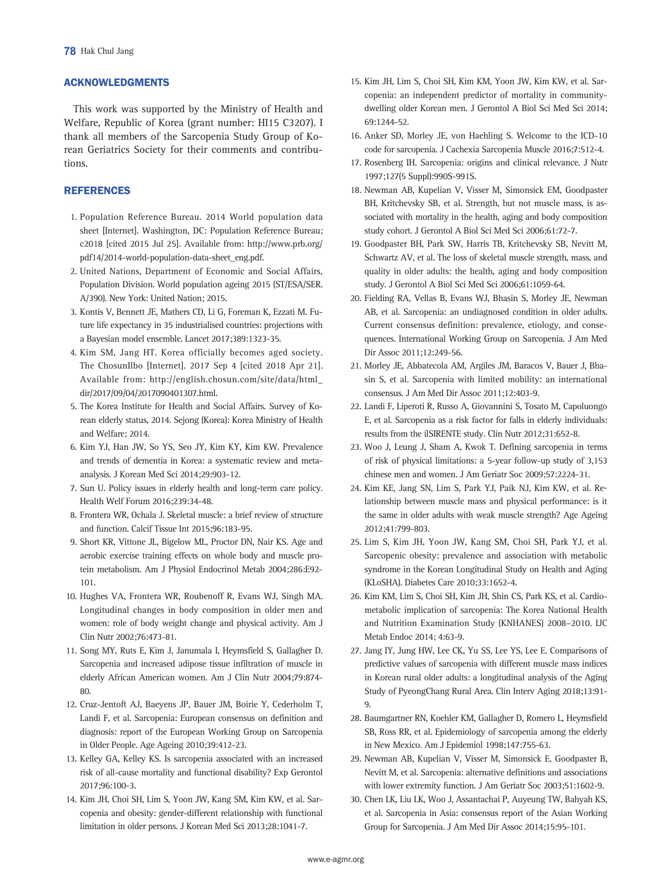## ACKNOWLEDGMENTS

This work was supported by the Ministry of Health and Welfare, Republic of Korea (grant number: HI15 C3207). I thank all members of the Sarcopenia Study Group of Korean Geriatrics Society for their comments and contributions.

## REFERENCES

1. Population Reference Bureau. 2014 World population data sheet [Internet]. Washington, DC: Population Reference Bureau; c2018 [cited 2015 Jul 25]. Available from: http://www.prb.org/pdf14/2014-world-population-data-sheet_eng.pdf.
2. United Nations, Department of Economic and Social Affairs, Population Division. World population ageing 2015 (ST/ESA/SER.A/390). New York: United Nation; 2015.
3. Kontis V, Bennett JE, Mathers CD, Li G, Foreman K, Ezzati M. Future life expectancy in 35 industrialised countries: projections with a Bayesian model ensemble. Lancet 2017;389:1323-35.
4. Kim SM, Jang HT. Korea officially becomes aged society. The ChosunIlbo [Internet]. 2017 Sep 4 [cited 2018 Apr 21]. Available from: http://english.chosun.com/site/data/html_dir/2017/09/04/2017090401307.html.
5. The Korea Institute for Health and Social Affairs. Survey of Korean elderly status, 2014. Sejong (Korea): Korea Ministry of Health and Welfare; 2014.
6. Kim YJ, Han JW, So YS, Seo JY, Kim KY, Kim KW. Prevalence and trends of dementia in Korea: a systematic review and meta-analysis. J Korean Med Sci 2014;29:903-12.
7. Sun U. Policy issues in elderly health and long-term care policy. Health Welf Forum 2016;239:34-48.
8. Frontera WR, Ochala J. Skeletal muscle: a brief review of structure and function. Calcif Tissue Int 2015;96:183-95.
9. Short KR, Vittone JL, Bigelow ML, Proctor DN, Nair KS. Age and aerobic exercise training effects on whole body and muscle protein metabolism. Am J Physiol Endocrinol Metab 2004;286:E92-101.
10. Hughes VA, Frontera WR, Roubenoff R, Evans WJ, Singh MA. Longitudinal changes in body composition in older men and women: role of body weight change and physical activity. Am J Clin Nutr 2002;76:473-81.
11. Song MY, Ruts E, Kim J, Janumala I, Heymsfield S, Gallagher D. Sarcopenia and increased adipose tissue infiltration of muscle in elderly African American women. Am J Clin Nutr 2004;79:874-80.
12. Cruz-Jentoft AJ, Baeyens JP, Bauer JM, Boirie Y, Cederholm T, Landi F, et al. Sarcopenia: European consensus on definition and diagnosis: report of the European Working Group on Sarcopenia in Older People. Age Ageing 2010;39:412-23.
13. Kelley GA, Kelley KS. Is sarcopenia associated with an increased risk of all-cause mortality and functional disability? Exp Gerontol 2017;96:100-3.
14. Kim JH, Choi SH, Lim S, Yoon JW, Kang SM, Kim KW, et al. Sarcopenia and obesity: gender-different relationship with functional limitation in older persons. J Korean Med Sci 2013;28:1041-7.
15. Kim JH, Lim S, Choi SH, Kim KM, Yoon JW, Kim KW, et al. Sarcopenia: an independent predictor of mortality in community-dwelling older Korean men. J Gerontol A Biol Sci Med Sci 2014;69:1244-52.
16. Anker SD, Morley JE, von Haehling S. Welcome to the ICD-10 code for sarcopenia. J Cachexia Sarcopenia Muscle 2016;7:512-4.
17. Rosenberg IH. Sarcopenia: origins and clinical relevance. J Nutr 1997;127(5 Suppl):990S-991S.
18. Newman AB, Kupelian V, Visser M, Simonsick EM, Goodpaster BH, Kritchevsky SB, et al. Strength, but not muscle mass, is associated with mortality in the health, aging and body composition study cohort. J Gerontol A Biol Sci Med Sci 2006;61:72-7.
19. Goodpaster BH, Park SW, Harris TB, Kritchevsky SB, Nevitt M, Schwartz AV, et al. The loss of skeletal muscle strength, mass, and quality in older adults: the health, aging and body composition study. J Gerontol A Biol Sci Med Sci 2006;61:1059-64.
20. Fielding RA, Vellas B, Evans WJ, Bhasin S, Morley JE, Newman AB, et al. Sarcopenia: an undiagnosed condition in older adults. Current consensus definition: prevalence, etiology, and consequences. International Working Group on Sarcopenia. J Am Med Dir Assoc 2011;12:249-56.
21. Morley JE, Abbatecola AM, Argiles JM, Baracos V, Bauer J, Bhasin S, et al. Sarcopenia with limited mobility: an international consensus. J Am Med Dir Assoc 2011;12:403-9.
22. Landi F, Liperoti R, Russo A, Giovannini S, Tosato M, Capoluongo E, et al. Sarcopenia as a risk factor for falls in elderly individuals: results from the ilSIRENTE study. Clin Nutr 2012;31:652-8.
23. Woo J, Leung J, Sham A, Kwok T. Defining sarcopenia in terms of risk of physical limitations: a 5-year follow-up study of 3,153 chinese men and women. J Am Geriatr Soc 2009;57:2224-31.
24. Kim KE, Jang SN, Lim S, Park YJ, Paik NJ, Kim KW, et al. Relationship between muscle mass and physical performance: is it the same in older adults with weak muscle strength? Age Ageing 2012;41:799-803.
25. Lim S, Kim JH, Yoon JW, Kang SM, Choi SH, Park YJ, et al. Sarcopenic obesity: prevalence and association with metabolic syndrome in the Korean Longitudinal Study on Health and Aging (KLoSHA). Diabetes Care 2010;33:1652-4.
26. Kim KM, Lim S, Choi SH, Kim JH, Shin CS, Park KS, et al. Cardiometabolic implication of sarcopenia: The Korea National Health and Nutrition Examination Study (KNHANES) 2008–2010. IJC Metab Endoc 2014; 4:63-9.
27. Jang IY, Jung HW, Lee CK, Yu SS, Lee YS, Lee E. Comparisons of predictive values of sarcopenia with different muscle mass indices in Korean rural older adults: a longitudinal analysis of the Aging Study of PyeongChang Rural Area. Clin Interv Aging 2018;13:91-9.
28. Baumgartner RN, Koehler KM, Gallagher D, Romero L, Heymsfield SB, Ross RR, et al. Epidemiology of sarcopenia among the elderly in New Mexico. Am J Epidemiol 1998;147:755-63.
29. Newman AB, Kupelian V, Visser M, Simonsick E, Goodpaster B, Nevitt M, et al. Sarcopenia: alternative definitions and associations with lower extremity function. J Am Geriatr Soc 2003;51:1602-9.
30. Chen LK, Liu LK, Woo J, Assantachai P, Auyeung TW, Bahyah KS, et al. Sarcopenia in Asia: consensus report of the Asian Working Group for Sarcopenia. J Am Med Dir Assoc 2014;15:95-101.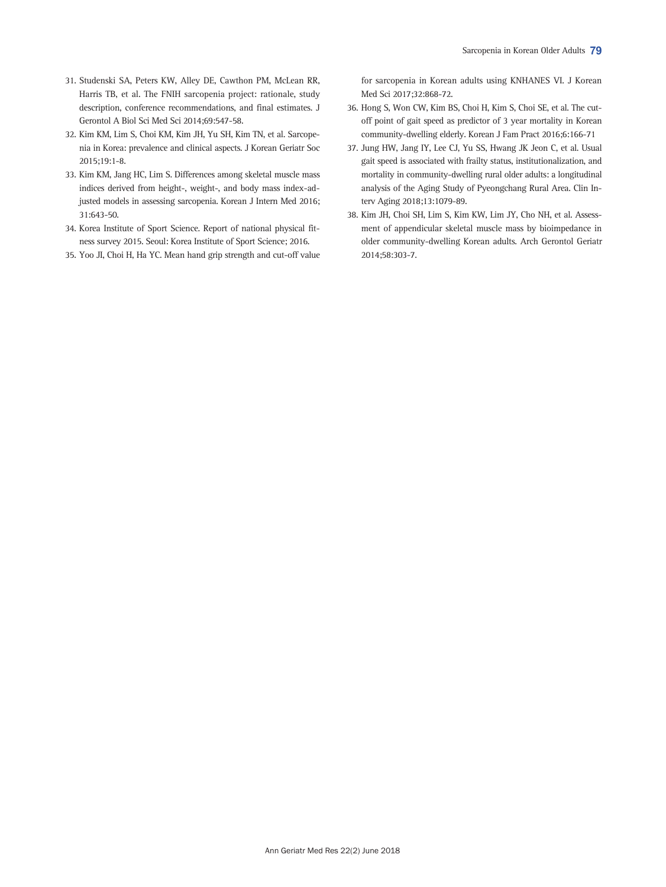31. Studenski SA, Peters KW, Alley DE, Cawthon PM, McLean RR, Harris TB, et al. The FNIH sarcopenia project: rationale, study description, conference recommendations, and final estimates. J Gerontol A Biol Sci Med Sci 2014;69:547-58.
32. Kim KM, Lim S, Choi KM, Kim JH, Yu SH, Kim TN, et al. Sarcopenia in Korea: prevalence and clinical aspects. J Korean Geriatr Soc 2015;19:1-8.
33. Kim KM, Jang HC, Lim S. Differences among skeletal muscle mass indices derived from height-, weight-, and body mass index-adjusted models in assessing sarcopenia. Korean J Intern Med 2016; 31:643-50.
34. Korea Institute of Sport Science. Report of national physical fitness survey 2015. Seoul: Korea Institute of Sport Science; 2016.
35. Yoo JI, Choi H, Ha YC. Mean hand grip strength and cut-off value for sarcopenia in Korean adults using KNHANES VI. J Korean Med Sci 2017;32:868-72.
36. Hong S, Won CW, Kim BS, Choi H, Kim S, Choi SE, et al. The cut-off point of gait speed as predictor of 3 year mortality in Korean community-dwelling elderly. Korean J Fam Pract 2016;6:166-71
37. Jung HW, Jang IY, Lee CJ, Yu SS, Hwang JK Jeon C, et al. Usual gait speed is associated with frailty status, institutionalization, and mortality in community-dwelling rural older adults: a longitudinal analysis of the Aging Study of Pyeongchang Rural Area. Clin Interv Aging 2018;13:1079-89.
38. Kim JH, Choi SH, Lim S, Kim KW, Lim JY, Cho NH, et al. Assessment of appendicular skeletal muscle mass by bioimpedance in older community-dwelling Korean adults. Arch Gerontol Geriatr 2014;58:303-7.